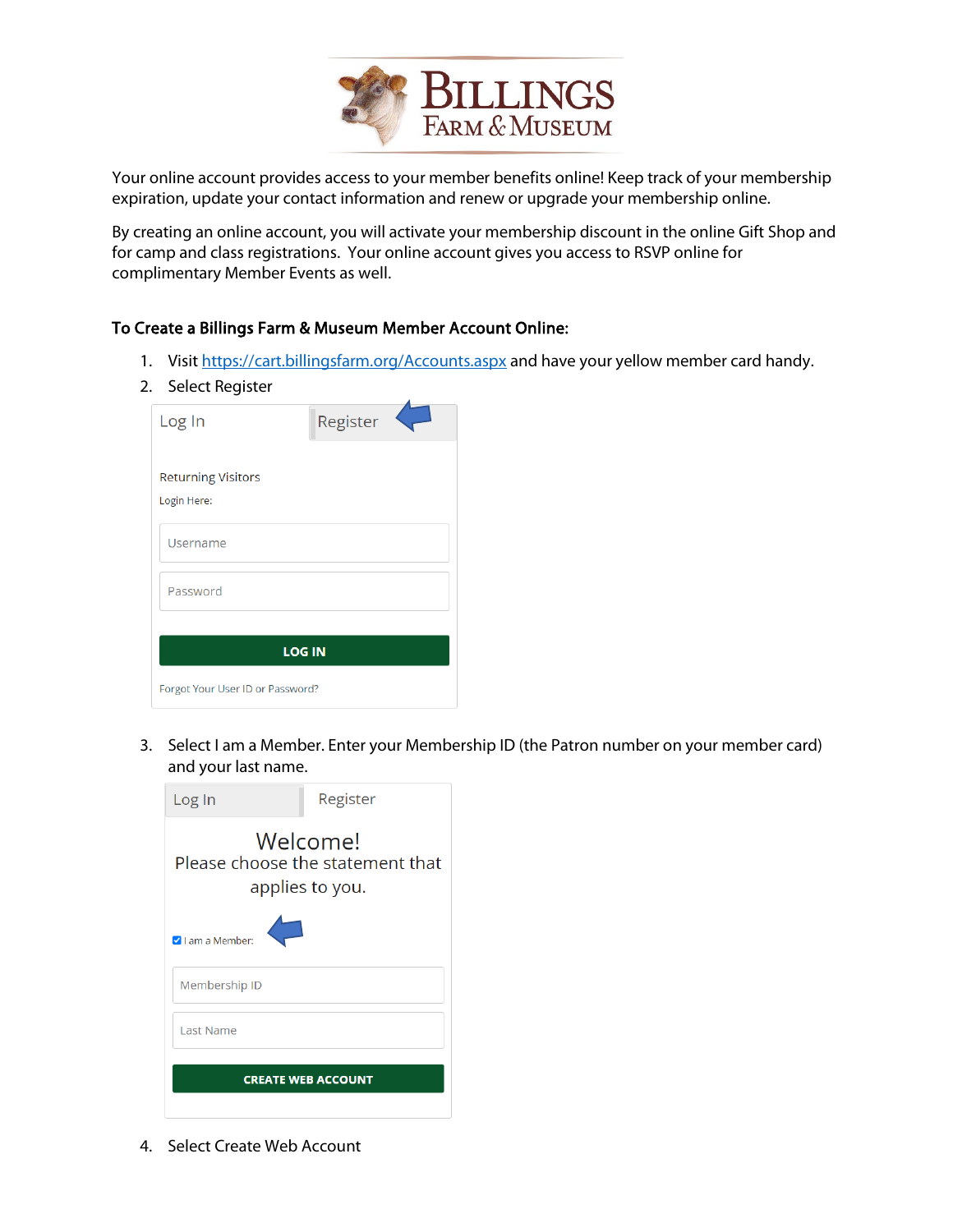# BILLINGS FARM & MUSEUM

Your online account provides access to your member benefits online! Keep track of your membership expiration, update your contact information and renew or upgrade your membership online.

By creating an online account, you will activate your membership discount in the online Gift Shop and for camp and class registrations. Your online account gives you access to RSVP online for complimentary Member Events as well.

**To Create a Billings Farm & Museum Member Account Online:**

1. Visit https://cart.billingsfarm.org/Accounts.aspx and have your yellow member card handy.
2. Select Register

   Log In | Register

   Returning Visitors

   Login Here:

   Username

   Password

   LOG IN

   Forgot Your User ID or Password?

3. Select I am a Member. Enter your Membership ID (the Patron number on your member card) and your last name.

   Log In | Register

   Welcome!
   Please choose the statement that applies to you.

   ☑ I am a Member:

   Membership ID

   Last Name

   CREATE WEB ACCOUNT

4. Select Create Web Account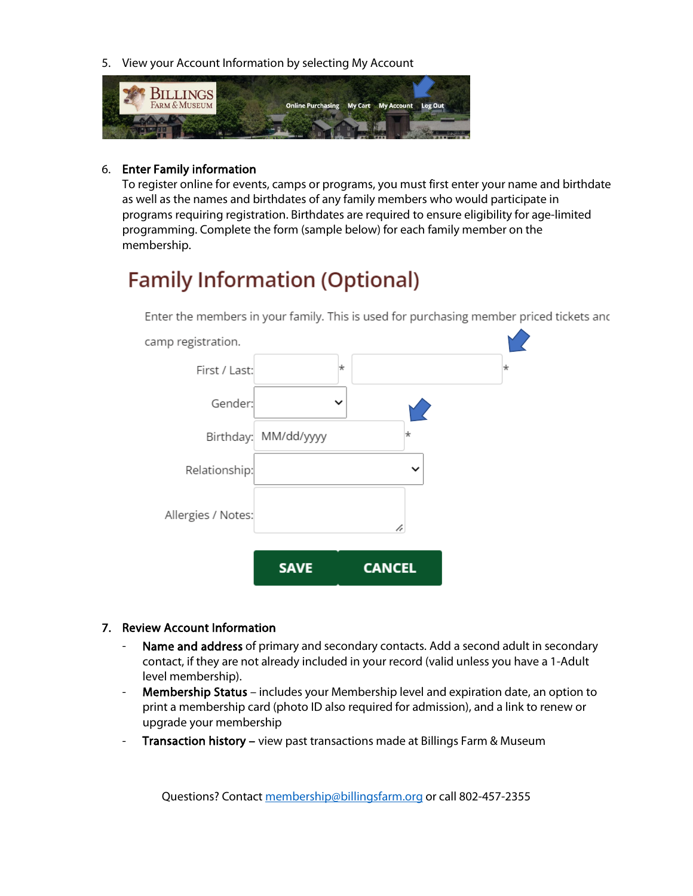5. View your Account Information by selecting My Account

6. **Enter Family information**
   To register online for events, camps or programs, you must first enter your name and birthdate as well as the names and birthdates of any family members who would participate in programs requiring registration. Birthdates are required to ensure eligibility for age-limited programming. Complete the form (sample below) for each family member on the membership.

   Family Information (Optional)

   Enter the members in your family. This is used for purchasing member priced tickets and camp registration.

   First / Last: * *

   Gender:

   Birthday: MM/dd/yyyy *

   Relationship:

   Allergies / Notes:

   SAVE CANCEL

7. **Review Account Information**
   - **Name and address** of primary and secondary contacts. Add a second adult in secondary contact, if they are not already included in your record (valid unless you have a 1-Adult level membership).
   - **Membership Status** – includes your Membership level and expiration date, an option to print a membership card (photo ID also required for admission), and a link to renew or upgrade your membership
   - **Transaction history –** view past transactions made at Billings Farm & Museum

Questions? Contact membership@billingsfarm.org or call 802-457-2355